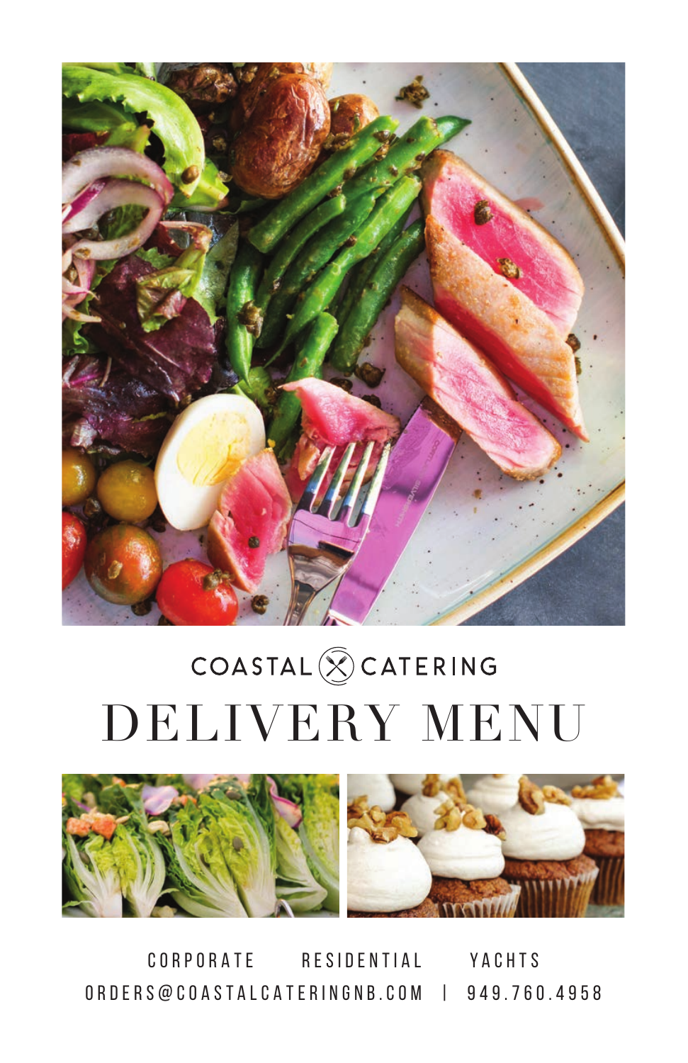COASTAL CATERING

# DELIVERY MENU

CORPORATE RESIDENTIAL YACHTS

ORDERS@COASTALCATERINGNB.COM | 949.760.4958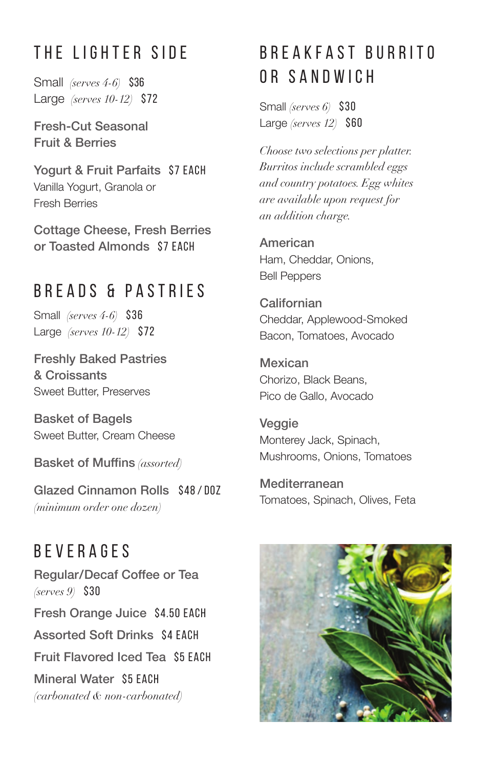## THE LIGHTER SIDE

Small *(serves 4-6)* $36
Large *(serves 10-12)* $72

**Fresh-Cut Seasonal Fruit & Berries**

**Yogurt & Fruit Parfaits** $7 EACH
Vanilla Yogurt, Granola or Fresh Berries

**Cottage Cheese, Fresh Berries or Toasted Almonds** $7 EACH

## BREADS & PASTRIES

Small *(serves 4-6)* $36
Large *(serves 10-12)* $72

**Freshly Baked Pastries & Croissants**
Sweet Butter, Preserves

**Basket of Bagels**
Sweet Butter, Cream Cheese

**Basket of Muffins** *(assorted)*

**Glazed Cinnamon Rolls** $48 / DOZ
*(minimum order one dozen)*

## BEVERAGES

**Regular/Decaf Coffee or Tea**
*(serves 9)* $30

**Fresh Orange Juice** $4.50 EACH

**Assorted Soft Drinks** $4 EACH

**Fruit Flavored Iced Tea** $5 EACH

**Mineral Water** $5 EACH
*(carbonated & non-carbonated)*

## BREAKFAST BURRITO OR SANDWICH

Small *(serves 6)* $30
Large *(serves 12)* $60

*Choose two selections per platter. Burritos include scrambled eggs and country potatoes. Egg whites are available upon request for an addition charge.*

**American**
Ham, Cheddar, Onions, Bell Peppers

**Californian**
Cheddar, Applewood-Smoked Bacon, Tomatoes, Avocado

**Mexican**
Chorizo, Black Beans, Pico de Gallo, Avocado

**Veggie**
Monterey Jack, Spinach, Mushrooms, Onions, Tomatoes

**Mediterranean**
Tomatoes, Spinach, Olives, Feta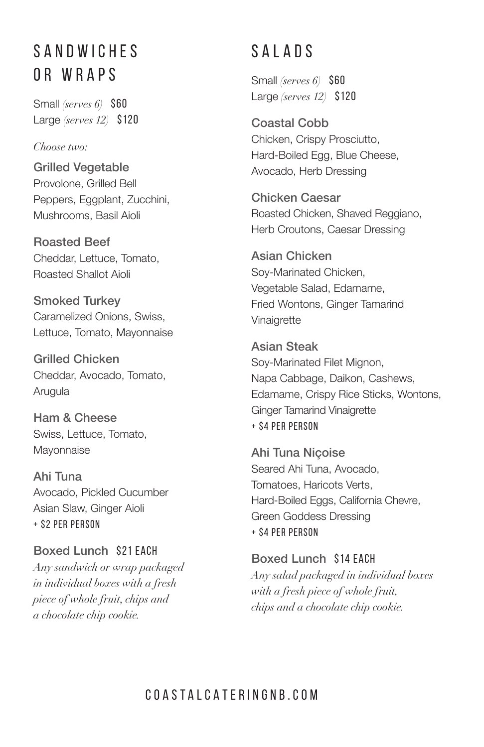## SANDWICHES OR WRAPS

Small *(serves 6)* $60
Large *(serves 12)* $120

*Choose two:*

**Grilled Vegetable**
Provolone, Grilled Bell Peppers, Eggplant, Zucchini, Mushrooms, Basil Aioli

**Roasted Beef**
Cheddar, Lettuce, Tomato, Roasted Shallot Aioli

**Smoked Turkey**
Caramelized Onions, Swiss, Lettuce, Tomato, Mayonnaise

**Grilled Chicken**
Cheddar, Avocado, Tomato, Arugula

**Ham & Cheese**
Swiss, Lettuce, Tomato, Mayonnaise

**Ahi Tuna**
Avocado, Pickled Cucumber Asian Slaw, Ginger Aioli
+ $2 PER PERSON

**Boxed Lunch** $21 EACH
*Any sandwich or wrap packaged in individual boxes with a fresh piece of whole fruit, chips and a chocolate chip cookie.*

## SALADS

Small *(serves 6)* $60
Large *(serves 12)* $120

**Coastal Cobb**
Chicken, Crispy Prosciutto, Hard-Boiled Egg, Blue Cheese, Avocado, Herb Dressing

**Chicken Caesar**
Roasted Chicken, Shaved Reggiano, Herb Croutons, Caesar Dressing

**Asian Chicken**
Soy-Marinated Chicken, Vegetable Salad, Edamame, Fried Wontons, Ginger Tamarind Vinaigrette

**Asian Steak**
Soy-Marinated Filet Mignon, Napa Cabbage, Daikon, Cashews, Edamame, Crispy Rice Sticks, Wontons, Ginger Tamarind Vinaigrette
+ $4 PER PERSON

**Ahi Tuna Niçoise**
Seared Ahi Tuna, Avocado, Tomatoes, Haricots Verts, Hard-Boiled Eggs, California Chevre, Green Goddess Dressing
+ $4 PER PERSON

**Boxed Lunch** $14 EACH
*Any salad packaged in individual boxes with a fresh piece of whole fruit, chips and a chocolate chip cookie.*

COASTALCATERINGNB.COM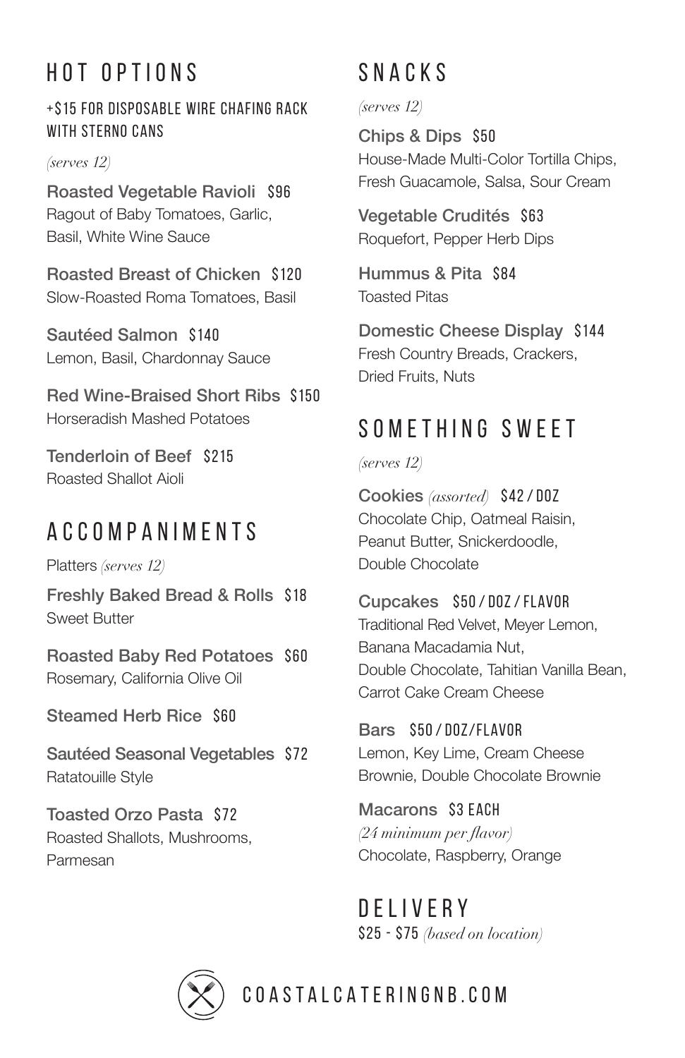## HOT OPTIONS

+$15 FOR DISPOSABLE WIRE CHAFING RACK WITH STERNO CANS

*(serves 12)*

**Roasted Vegetable Ravioli** $96
Ragout of Baby Tomatoes, Garlic, Basil, White Wine Sauce

**Roasted Breast of Chicken** $120
Slow-Roasted Roma Tomatoes, Basil

**Sautéed Salmon** $140
Lemon, Basil, Chardonnay Sauce

**Red Wine-Braised Short Ribs** $150
Horseradish Mashed Potatoes

**Tenderloin of Beef** $215
Roasted Shallot Aioli

## ACCOMPANIMENTS

Platters *(serves 12)*

**Freshly Baked Bread & Rolls** $18
Sweet Butter

**Roasted Baby Red Potatoes** $60
Rosemary, California Olive Oil

**Steamed Herb Rice** $60

**Sautéed Seasonal Vegetables** $72
Ratatouille Style

**Toasted Orzo Pasta** $72
Roasted Shallots, Mushrooms, Parmesan

## SNACKS

*(serves 12)*

**Chips & Dips** $50
House-Made Multi-Color Tortilla Chips, Fresh Guacamole, Salsa, Sour Cream

**Vegetable Crudités** $63
Roquefort, Pepper Herb Dips

**Hummus & Pita** $84
Toasted Pitas

**Domestic Cheese Display** $144
Fresh Country Breads, Crackers, Dried Fruits, Nuts

## SOMETHING SWEET

*(serves 12)*

**Cookies** *(assorted)* $42 / DOZ
Chocolate Chip, Oatmeal Raisin, Peanut Butter, Snickerdoodle, Double Chocolate

**Cupcakes** $50 / DOZ / FLAVOR
Traditional Red Velvet, Meyer Lemon, Banana Macadamia Nut, Double Chocolate, Tahitian Vanilla Bean, Carrot Cake Cream Cheese

**Bars** $50 / DOZ/FLAVOR
Lemon, Key Lime, Cream Cheese Brownie, Double Chocolate Brownie

**Macarons** $3 EACH
*(24 minimum per flavor)*
Chocolate, Raspberry, Orange

## DELIVERY

$25 - $75 *(based on location)*

COASTALCATERINGNB.COM